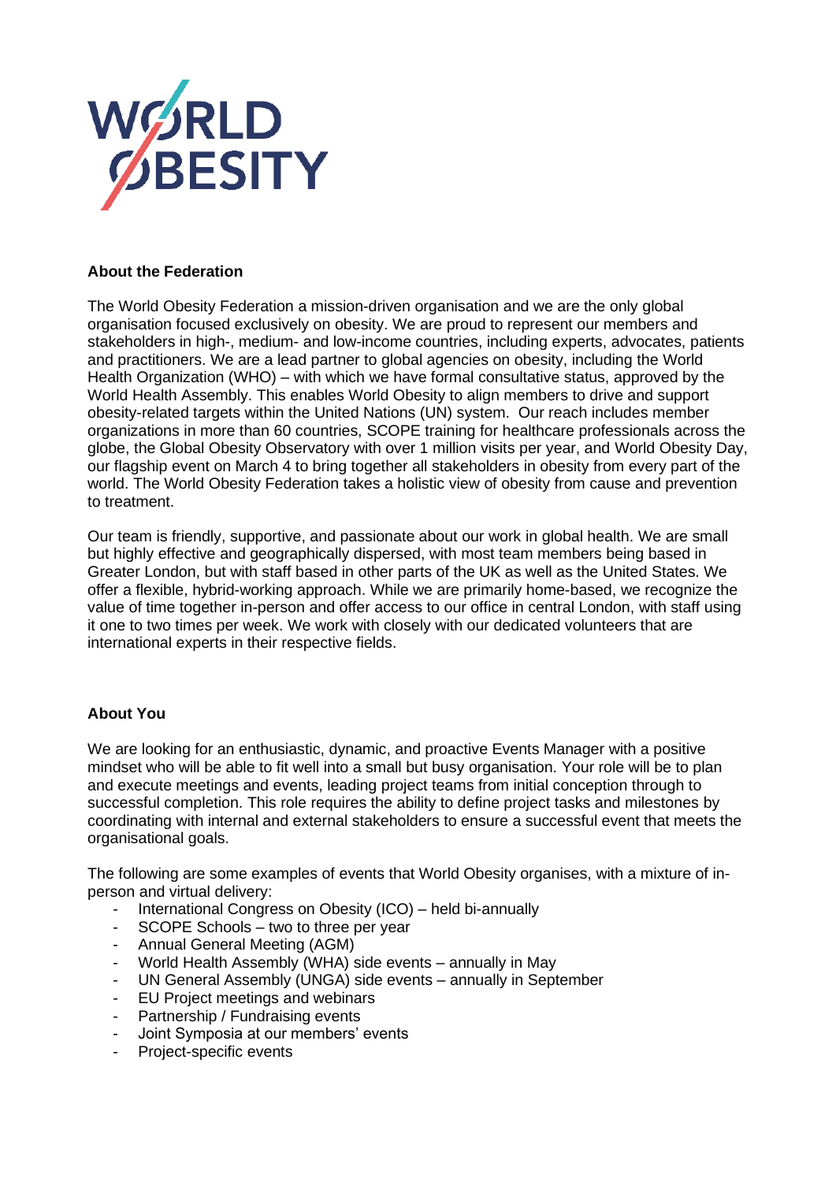## About the Federation

The World Obesity Federation a mission-driven organisation and we are the only global organisation focused exclusively on obesity. We are proud to represent our members and stakeholders in high-, medium- and low-income countries, including experts, advocates, patients and practitioners. We are a lead partner to global agencies on obesity, including the World Health Organization (WHO) – with which we have formal consultative status, approved by the World Health Assembly. This enables World Obesity to align members to drive and support obesity-related targets within the United Nations (UN) system. Our reach includes member organizations in more than 60 countries, SCOPE training for healthcare professionals across the globe, the Global Obesity Observatory with over 1 million visits per year, and World Obesity Day, our flagship event on March 4 to bring together all stakeholders in obesity from every part of the world. The World Obesity Federation takes a holistic view of obesity from cause and prevention to treatment.

Our team is friendly, supportive, and passionate about our work in global health. We are small but highly effective and geographically dispersed, with most team members being based in Greater London, but with staff based in other parts of the UK as well as the United States. We offer a flexible, hybrid-working approach. While we are primarily home-based, we recognize the value of time together in-person and offer access to our office in central London, with staff using it one to two times per week. We work with closely with our dedicated volunteers that are international experts in their respective fields.

## About You

We are looking for an enthusiastic, dynamic, and proactive Events Manager with a positive mindset who will be able to fit well into a small but busy organisation. Your role will be to plan and execute meetings and events, leading project teams from initial conception through to successful completion. This role requires the ability to define project tasks and milestones by coordinating with internal and external stakeholders to ensure a successful event that meets the organisational goals.

The following are some examples of events that World Obesity organises, with a mixture of in-person and virtual delivery:

- International Congress on Obesity (ICO) – held bi-annually
- SCOPE Schools – two to three per year
- Annual General Meeting (AGM)
- World Health Assembly (WHA) side events – annually in May
- UN General Assembly (UNGA) side events – annually in September
- EU Project meetings and webinars
- Partnership / Fundraising events
- Joint Symposia at our members' events
- Project-specific events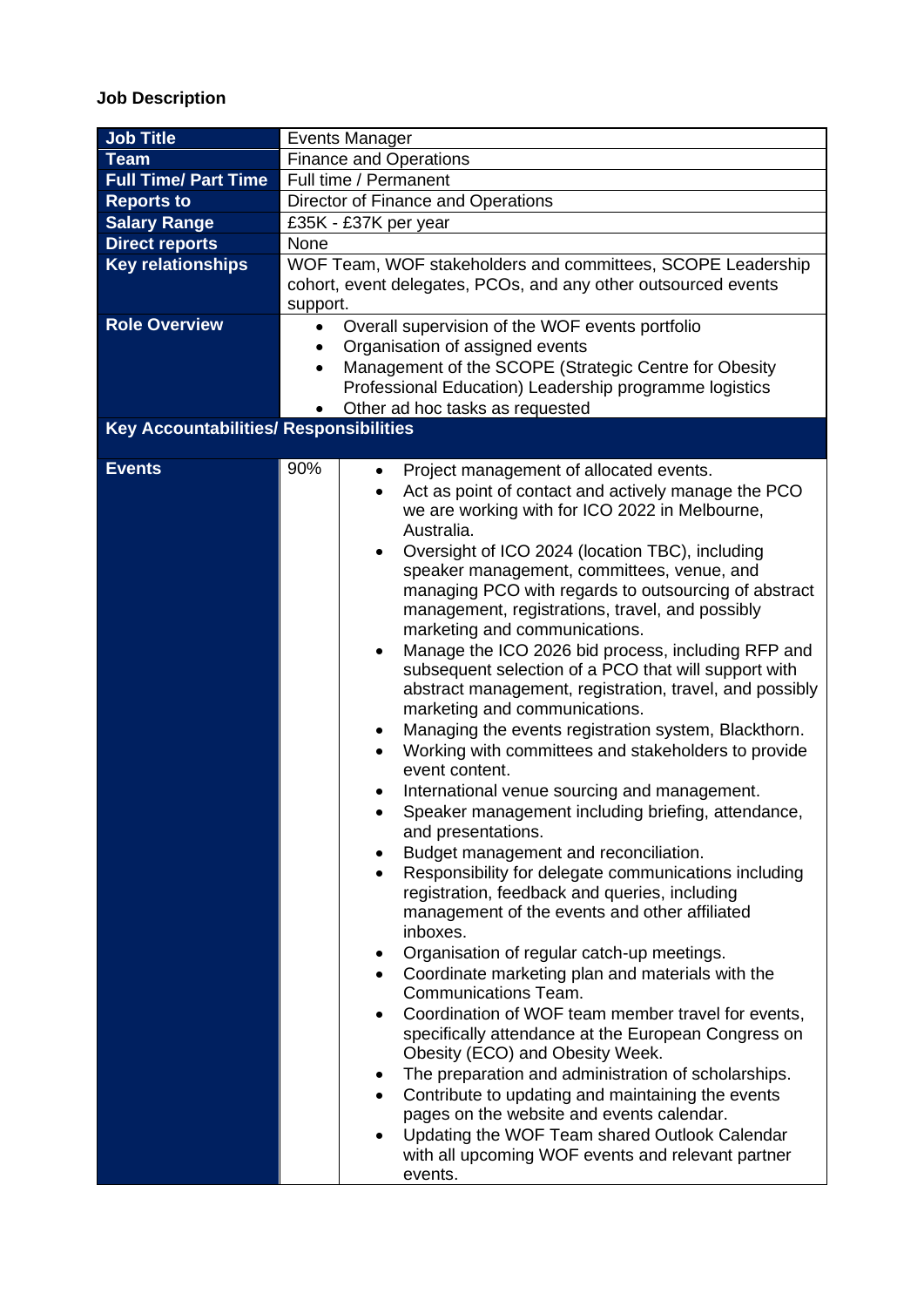**Job Description**

| Job Title | Events Manager |
|---|---|
| Team | Finance and Operations |
| Full Time/ Part Time | Full time / Permanent |
| Reports to | Director of Finance and Operations |
| Salary Range | £35K - £37K per year |
| Direct reports | None |
| Key relationships | WOF Team, WOF stakeholders and committees, SCOPE Leadership cohort, event delegates, PCOs, and any other outsourced events support. |
| Role Overview | • Overall supervision of the WOF events portfolio<br>• Organisation of assigned events<br>• Management of the SCOPE (Strategic Centre for Obesity Professional Education) Leadership programme logistics<br>• Other ad hoc tasks as requested |

**Key Accountabilities/ Responsibilities**

| | | |
|---|---|---|
| Events | 90% | • Project management of allocated events.<br>• Act as point of contact and actively manage the PCO we are working with for ICO 2022 in Melbourne, Australia.<br>• Oversight of ICO 2024 (location TBC), including speaker management, committees, venue, and managing PCO with regards to outsourcing of abstract management, registrations, travel, and possibly marketing and communications.<br>• Manage the ICO 2026 bid process, including RFP and subsequent selection of a PCO that will support with abstract management, registration, travel, and possibly marketing and communications.<br>• Managing the events registration system, Blackthorn.<br>• Working with committees and stakeholders to provide event content.<br>• International venue sourcing and management.<br>• Speaker management including briefing, attendance, and presentations.<br>• Budget management and reconciliation.<br>• Responsibility for delegate communications including registration, feedback and queries, including management of the events and other affiliated inboxes.<br>• Organisation of regular catch-up meetings.<br>• Coordinate marketing plan and materials with the Communications Team.<br>• Coordination of WOF team member travel for events, specifically attendance at the European Congress on Obesity (ECO) and Obesity Week.<br>• The preparation and administration of scholarships.<br>• Contribute to updating and maintaining the events pages on the website and events calendar.<br>• Updating the WOF Team shared Outlook Calendar with all upcoming WOF events and relevant partner events. |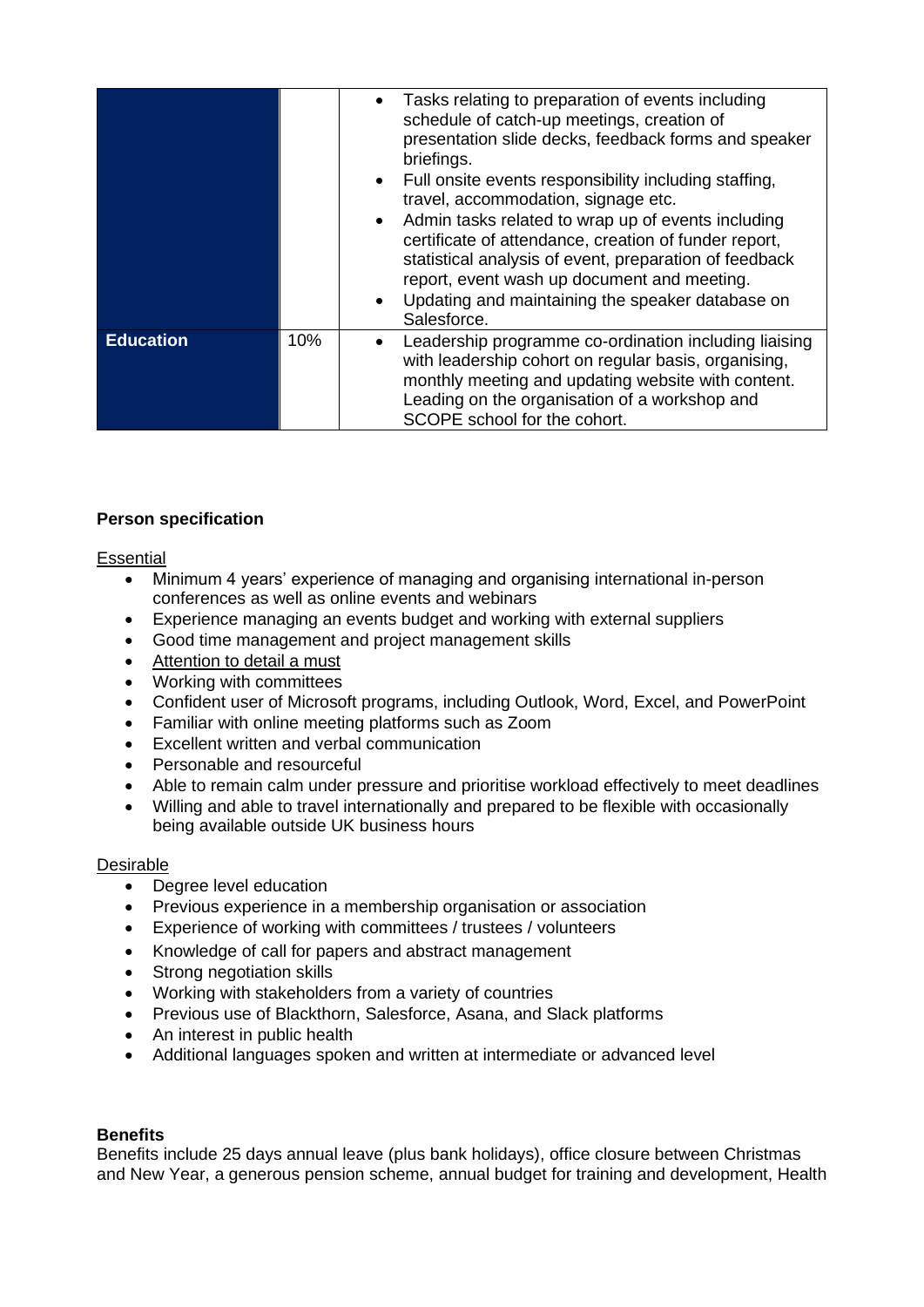| | | |
|---|---|---|
| | | • Tasks relating to preparation of events including schedule of catch-up meetings, creation of presentation slide decks, feedback forms and speaker briefings.<br>• Full onsite events responsibility including staffing, travel, accommodation, signage etc.<br>• Admin tasks related to wrap up of events including certificate of attendance, creation of funder report, statistical analysis of event, preparation of feedback report, event wash up document and meeting.<br>• Updating and maintaining the speaker database on Salesforce. |
| **Education** | 10% | • Leadership programme co-ordination including liaising with leadership cohort on regular basis, organising, monthly meeting and updating website with content. Leading on the organisation of a workshop and SCOPE school for the cohort. |

**Person specification**

Essential

- Minimum 4 years' experience of managing and organising international in-person conferences as well as online events and webinars
- Experience managing an events budget and working with external suppliers
- Good time management and project management skills
- Attention to detail a must
- Working with committees
- Confident user of Microsoft programs, including Outlook, Word, Excel, and PowerPoint
- Familiar with online meeting platforms such as Zoom
- Excellent written and verbal communication
- Personable and resourceful
- Able to remain calm under pressure and prioritise workload effectively to meet deadlines
- Willing and able to travel internationally and prepared to be flexible with occasionally being available outside UK business hours

Desirable

- Degree level education
- Previous experience in a membership organisation or association
- Experience of working with committees / trustees / volunteers
- Knowledge of call for papers and abstract management
- Strong negotiation skills
- Working with stakeholders from a variety of countries
- Previous use of Blackthorn, Salesforce, Asana, and Slack platforms
- An interest in public health
- Additional languages spoken and written at intermediate or advanced level

**Benefits**

Benefits include 25 days annual leave (plus bank holidays), office closure between Christmas and New Year, a generous pension scheme, annual budget for training and development, Health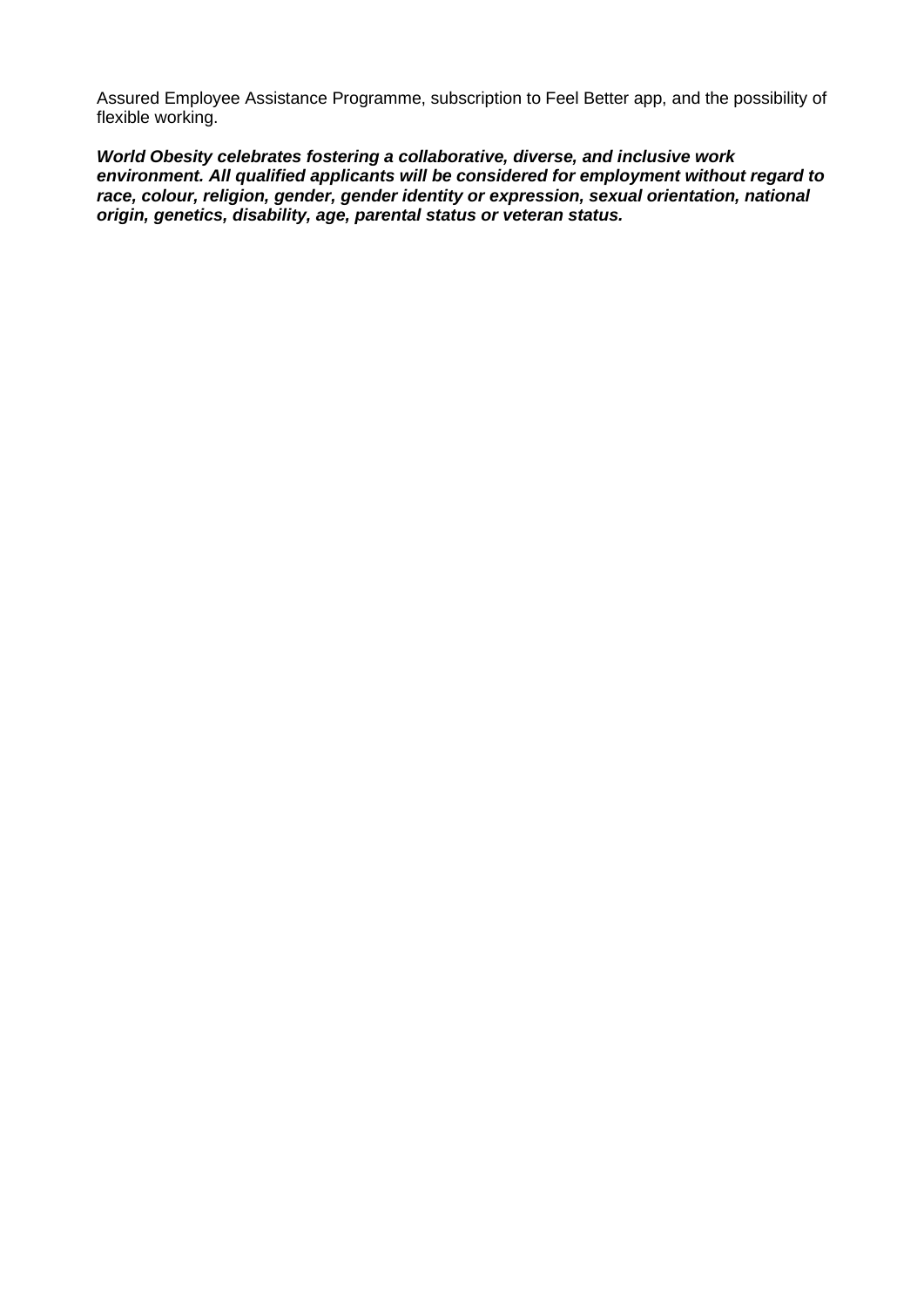Assured Employee Assistance Programme, subscription to Feel Better app, and the possibility of flexible working.

***World Obesity celebrates fostering a collaborative, diverse, and inclusive work environment. All qualified applicants will be considered for employment without regard to race, colour, religion, gender, gender identity or expression, sexual orientation, national origin, genetics, disability, age, parental status or veteran status.***